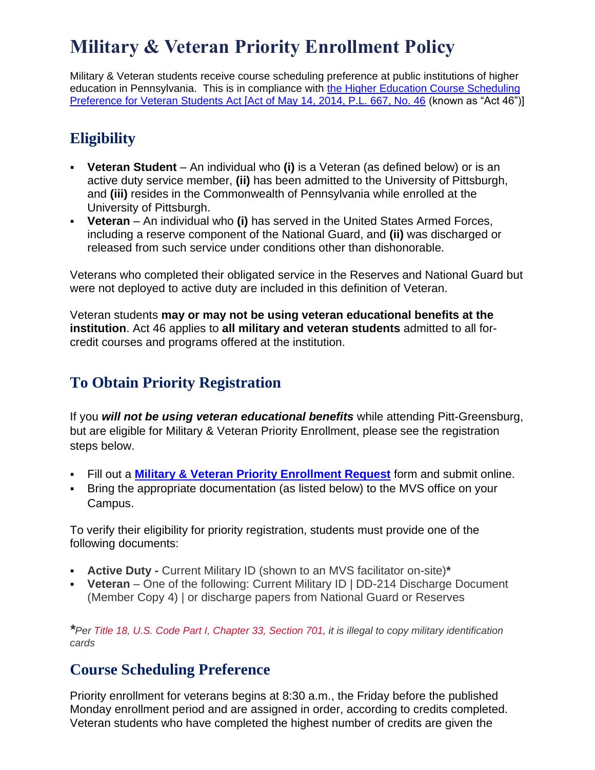# Military & Veteran Priority Enrollment Policy

Military & Veteran students receive course scheduling preference at public institutions of higher education in Pennsylvania. This is in compliance with [the Higher Education Course Scheduling Preference for Veteran Students Act [Act of May 14, 2014, P.L. 667, No. 46](#) (known as "Act 46")]

## Eligibility

- **Veteran Student** – An individual who **(i)** is a Veteran (as defined below) or is an active duty service member, **(ii)** has been admitted to the University of Pittsburgh, and **(iii)** resides in the Commonwealth of Pennsylvania while enrolled at the University of Pittsburgh.
- **Veteran** – An individual who **(i)** has served in the United States Armed Forces, including a reserve component of the National Guard, and **(ii)** was discharged or released from such service under conditions other than dishonorable.

Veterans who completed their obligated service in the Reserves and National Guard but were not deployed to active duty are included in this definition of Veteran.

Veteran students **may or may not be using veteran educational benefits at the institution**. Act 46 applies to **all military and veteran students** admitted to all for-credit courses and programs offered at the institution.

## To Obtain Priority Registration

If you ***will not be using veteran educational benefits*** while attending Pitt-Greensburg, but are eligible for Military & Veteran Priority Enrollment, please see the registration steps below.

- Fill out a **Military & Veteran Priority Enrollment Request** form and submit online.
- Bring the appropriate documentation (as listed below) to the MVS office on your Campus.

To verify their eligibility for priority registration, students must provide one of the following documents:

- **Active Duty -** Current Military ID (shown to an MVS facilitator on-site)**\***
- **Veteran** – One of the following: Current Military ID | DD-214 Discharge Document (Member Copy 4) | or discharge papers from National Guard or Reserves

***\****Per Title 18, U.S. Code Part I, Chapter 33, Section 701, it is illegal to copy military identification cards*

## Course Scheduling Preference

Priority enrollment for veterans begins at 8:30 a.m., the Friday before the published Monday enrollment period and are assigned in order, according to credits completed. Veteran students who have completed the highest number of credits are given the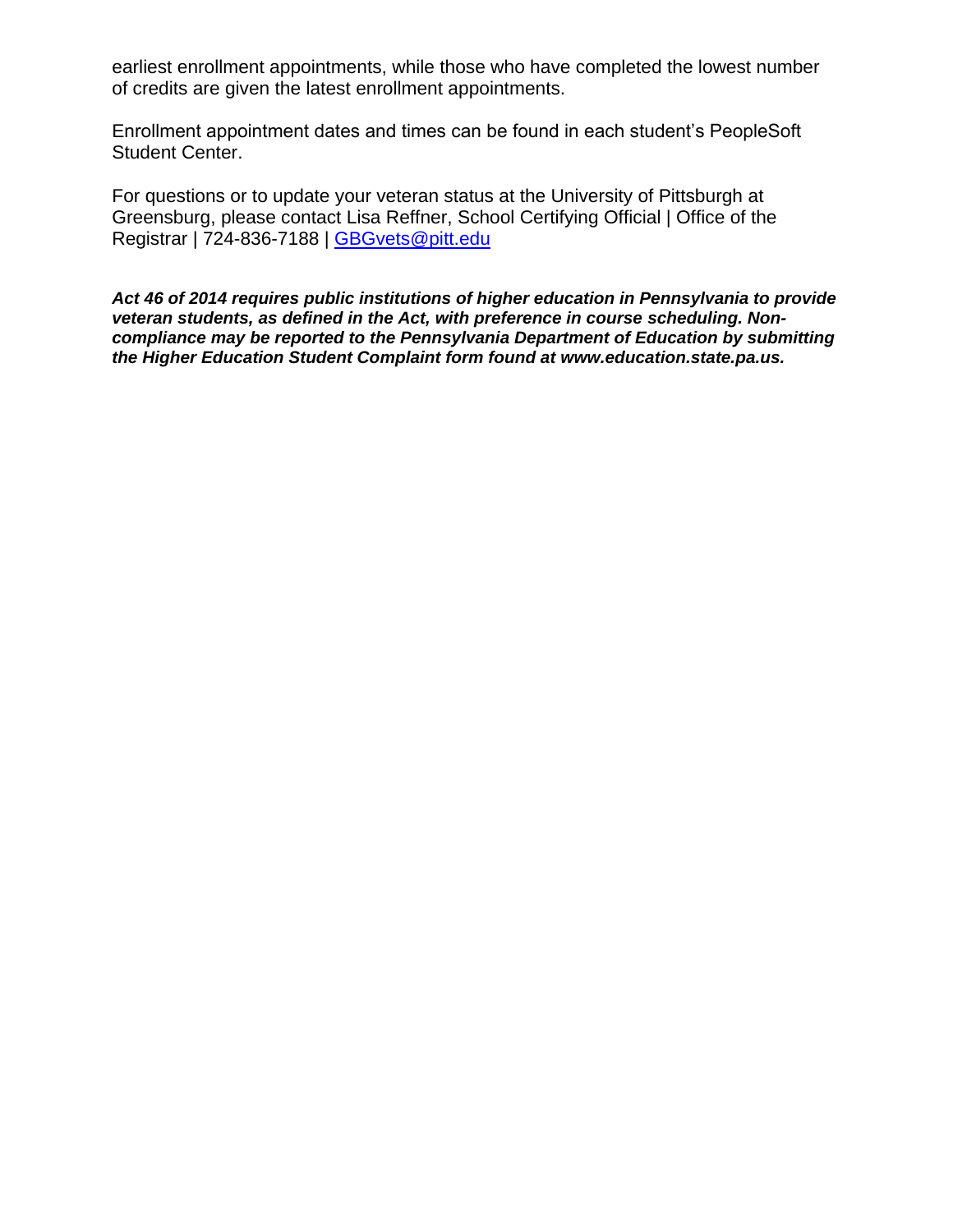earliest enrollment appointments, while those who have completed the lowest number of credits are given the latest enrollment appointments.

Enrollment appointment dates and times can be found in each student's PeopleSoft Student Center.

For questions or to update your veteran status at the University of Pittsburgh at Greensburg, please contact Lisa Reffner, School Certifying Official | Office of the Registrar | 724-836-7188 | GBGvets@pitt.edu

***Act 46 of 2014 requires public institutions of higher education in Pennsylvania to provide veteran students, as defined in the Act, with preference in course scheduling. Non-compliance may be reported to the Pennsylvania Department of Education by submitting the Higher Education Student Complaint form found at www.education.state.pa.us.***